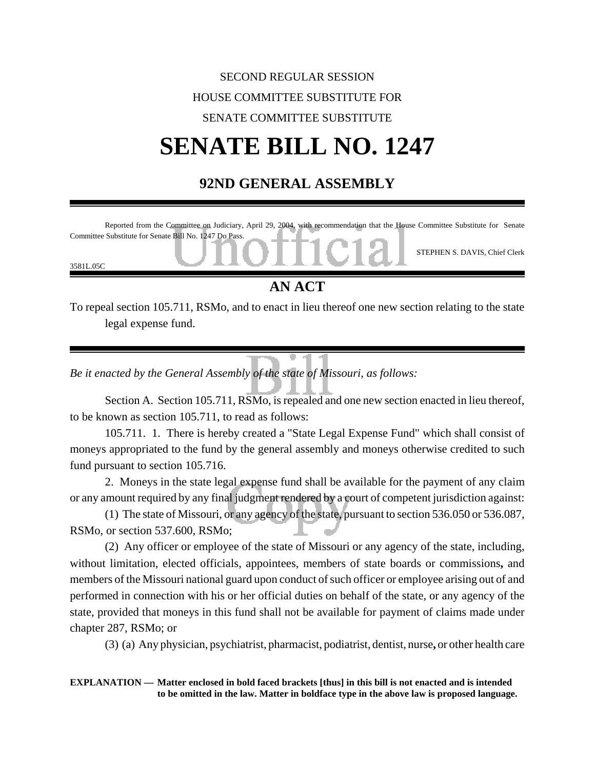SECOND REGULAR SESSION

HOUSE COMMITTEE SUBSTITUTE FOR

SENATE COMMITTEE SUBSTITUTE

# SENATE BILL NO. 1247

## 92ND GENERAL ASSEMBLY

Reported from the Committee on Judiciary, April 29, 2004, with recommendation that the House Committee Substitute for Senate Committee Substitute for Senate Bill No. 1247 Do Pass.

STEPHEN S. DAVIS, Chief Clerk

3581L.05C

## AN ACT

To repeal section 105.711, RSMo, and to enact in lieu thereof one new section relating to the state legal expense fund.

*Be it enacted by the General Assembly of the state of Missouri, as follows:*

Section A. Section 105.711, RSMo, is repealed and one new section enacted in lieu thereof, to be known as section 105.711, to read as follows:

105.711. 1. There is hereby created a "State Legal Expense Fund" which shall consist of moneys appropriated to the fund by the general assembly and moneys otherwise credited to such fund pursuant to section 105.716.

2. Moneys in the state legal expense fund shall be available for the payment of any claim or any amount required by any final judgment rendered by a court of competent jurisdiction against:

(1) The state of Missouri, or any agency of the state, pursuant to section 536.050 or 536.087, RSMo, or section 537.600, RSMo;

(2) Any officer or employee of the state of Missouri or any agency of the state, including, without limitation, elected officials, appointees, members of state boards or commissions**,** and members of the Missouri national guard upon conduct of such officer or employee arising out of and performed in connection with his or her official duties on behalf of the state, or any agency of the state, provided that moneys in this fund shall not be available for payment of claims made under chapter 287, RSMo; or

(3) (a) Any physician, psychiatrist, pharmacist, podiatrist, dentist, nurse**,** or other health care

**EXPLANATION — Matter enclosed in bold faced brackets [thus] in this bill is not enacted and is intended to be omitted in the law. Matter in boldface type in the above law is proposed language.**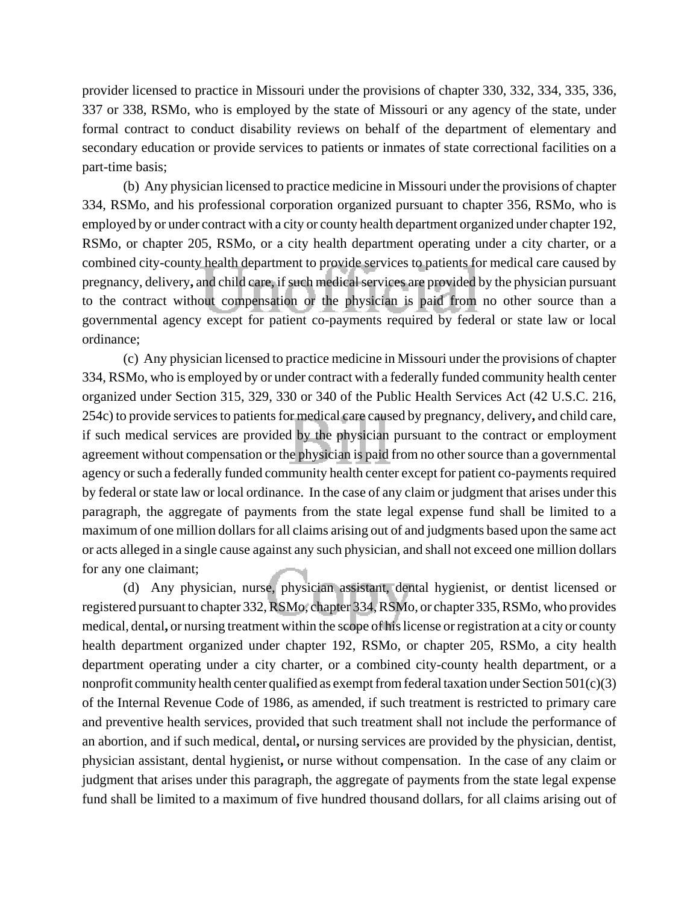provider licensed to practice in Missouri under the provisions of chapter 330, 332, 334, 335, 336, 337 or 338, RSMo, who is employed by the state of Missouri or any agency of the state, under formal contract to conduct disability reviews on behalf of the department of elementary and secondary education or provide services to patients or inmates of state correctional facilities on a part-time basis;

(b) Any physician licensed to practice medicine in Missouri under the provisions of chapter 334, RSMo, and his professional corporation organized pursuant to chapter 356, RSMo, who is employed by or under contract with a city or county health department organized under chapter 192, RSMo, or chapter 205, RSMo, or a city health department operating under a city charter, or a combined city-county health department to provide services to patients for medical care caused by pregnancy, delivery**,** and child care, if such medical services are provided by the physician pursuant to the contract without compensation or the physician is paid from no other source than a governmental agency except for patient co-payments required by federal or state law or local ordinance;

(c) Any physician licensed to practice medicine in Missouri under the provisions of chapter 334, RSMo, who is employed by or under contract with a federally funded community health center organized under Section 315, 329, 330 or 340 of the Public Health Services Act (42 U.S.C. 216, 254c) to provide services to patients for medical care caused by pregnancy, delivery**,** and child care, if such medical services are provided by the physician pursuant to the contract or employment agreement without compensation or the physician is paid from no other source than a governmental agency or such a federally funded community health center except for patient co-payments required by federal or state law or local ordinance. In the case of any claim or judgment that arises under this paragraph, the aggregate of payments from the state legal expense fund shall be limited to a maximum of one million dollars for all claims arising out of and judgments based upon the same act or acts alleged in a single cause against any such physician, and shall not exceed one million dollars for any one claimant;

(d) Any physician, nurse, physician assistant, dental hygienist, or dentist licensed or registered pursuant to chapter 332, RSMo, chapter 334, RSMo, or chapter 335, RSMo, who provides medical, dental**,** or nursing treatment within the scope of his license or registration at a city or county health department organized under chapter 192, RSMo, or chapter 205, RSMo, a city health department operating under a city charter, or a combined city-county health department, or a nonprofit community health center qualified as exempt from federal taxation under Section 501(c)(3) of the Internal Revenue Code of 1986, as amended, if such treatment is restricted to primary care and preventive health services, provided that such treatment shall not include the performance of an abortion, and if such medical, dental**,** or nursing services are provided by the physician, dentist, physician assistant, dental hygienist**,** or nurse without compensation. In the case of any claim or judgment that arises under this paragraph, the aggregate of payments from the state legal expense fund shall be limited to a maximum of five hundred thousand dollars, for all claims arising out of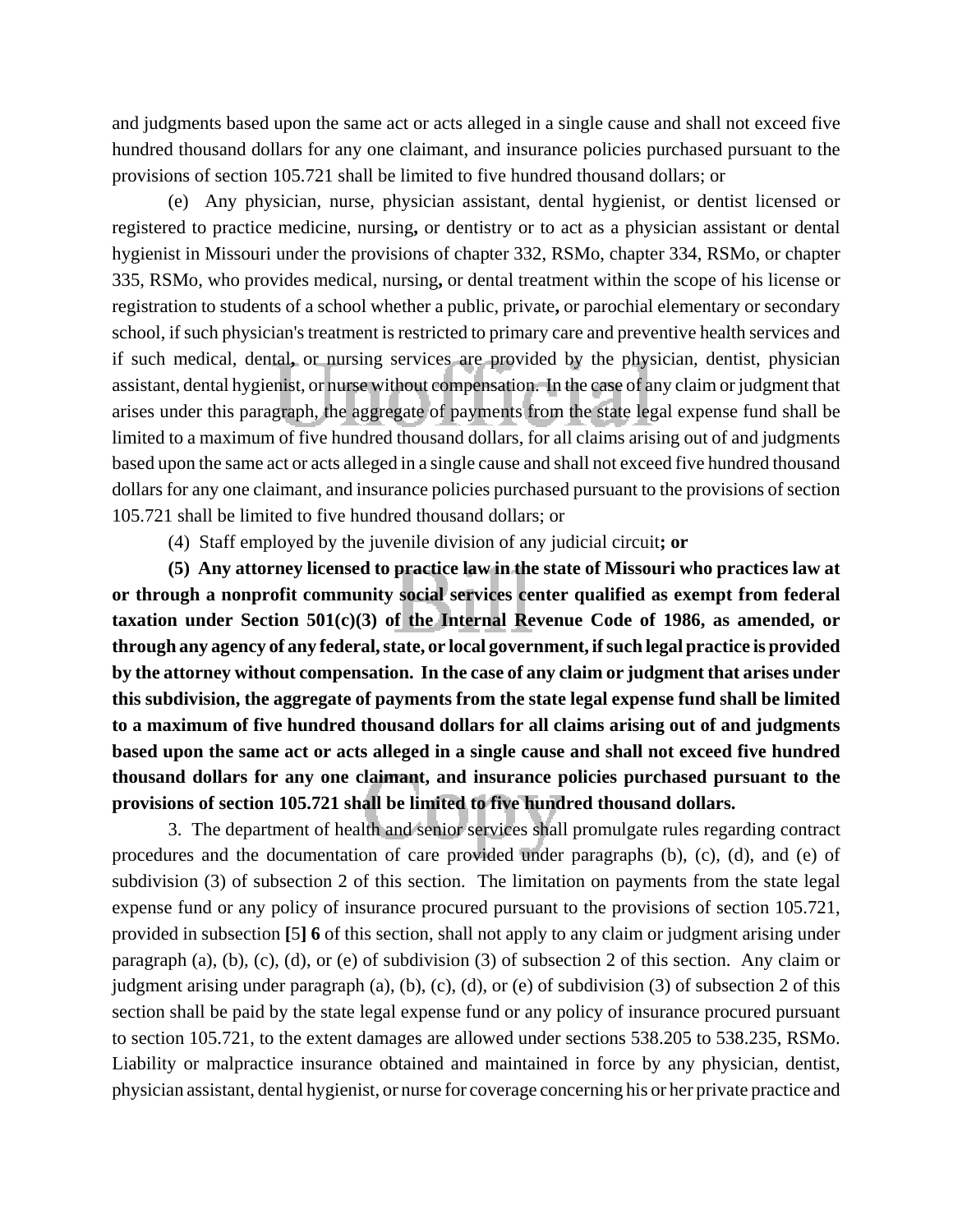and judgments based upon the same act or acts alleged in a single cause and shall not exceed five hundred thousand dollars for any one claimant, and insurance policies purchased pursuant to the provisions of section 105.721 shall be limited to five hundred thousand dollars; or

(e) Any physician, nurse, physician assistant, dental hygienist, or dentist licensed or registered to practice medicine, nursing**,** or dentistry or to act as a physician assistant or dental hygienist in Missouri under the provisions of chapter 332, RSMo, chapter 334, RSMo, or chapter 335, RSMo, who provides medical, nursing**,** or dental treatment within the scope of his license or registration to students of a school whether a public, private**,** or parochial elementary or secondary school, if such physician's treatment is restricted to primary care and preventive health services and if such medical, dental**,** or nursing services are provided by the physician, dentist, physician assistant, dental hygienist, or nurse without compensation. In the case of any claim or judgment that arises under this paragraph, the aggregate of payments from the state legal expense fund shall be limited to a maximum of five hundred thousand dollars, for all claims arising out of and judgments based upon the same act or acts alleged in a single cause and shall not exceed five hundred thousand dollars for any one claimant, and insurance policies purchased pursuant to the provisions of section 105.721 shall be limited to five hundred thousand dollars; or

(4) Staff employed by the juvenile division of any judicial circuit**; or**

**(5) Any attorney licensed to practice law in the state of Missouri who practices law at or through a nonprofit community social services center qualified as exempt from federal taxation under Section 501(c)(3) of the Internal Revenue Code of 1986, as amended, or through any agency of any federal, state, or local government, if such legal practice is provided by the attorney without compensation. In the case of any claim or judgment that arises under this subdivision, the aggregate of payments from the state legal expense fund shall be limited to a maximum of five hundred thousand dollars for all claims arising out of and judgments based upon the same act or acts alleged in a single cause and shall not exceed five hundred thousand dollars for any one claimant, and insurance policies purchased pursuant to the provisions of section 105.721 shall be limited to five hundred thousand dollars.**

3. The department of health and senior services shall promulgate rules regarding contract procedures and the documentation of care provided under paragraphs (b), (c), (d), and (e) of subdivision (3) of subsection 2 of this section. The limitation on payments from the state legal expense fund or any policy of insurance procured pursuant to the provisions of section 105.721, provided in subsection **[**5**] 6** of this section, shall not apply to any claim or judgment arising under paragraph (a), (b), (c), (d), or (e) of subdivision (3) of subsection 2 of this section. Any claim or judgment arising under paragraph (a), (b), (c), (d), or (e) of subdivision (3) of subsection 2 of this section shall be paid by the state legal expense fund or any policy of insurance procured pursuant to section 105.721, to the extent damages are allowed under sections 538.205 to 538.235, RSMo. Liability or malpractice insurance obtained and maintained in force by any physician, dentist, physician assistant, dental hygienist, or nurse for coverage concerning his or her private practice and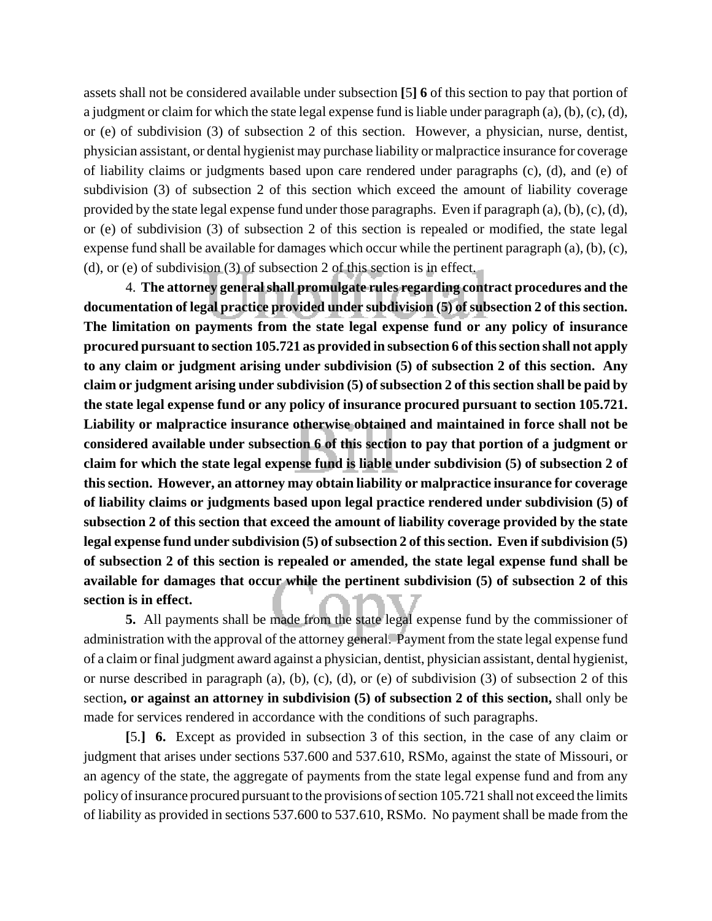assets shall not be considered available under subsection [5] **6** of this section to pay that portion of a judgment or claim for which the state legal expense fund is liable under paragraph (a), (b), (c), (d), or (e) of subdivision (3) of subsection 2 of this section. However, a physician, nurse, dentist, physician assistant, or dental hygienist may purchase liability or malpractice insurance for coverage of liability claims or judgments based upon care rendered under paragraphs (c), (d), and (e) of subdivision (3) of subsection 2 of this section which exceed the amount of liability coverage provided by the state legal expense fund under those paragraphs. Even if paragraph (a), (b), (c), (d), or (e) of subdivision (3) of subsection 2 of this section is repealed or modified, the state legal expense fund shall be available for damages which occur while the pertinent paragraph (a), (b), (c), (d), or (e) of subdivision (3) of subsection 2 of this section is in effect.

4. **The attorney general shall promulgate rules regarding contract procedures and the documentation of legal practice provided under subdivision (5) of subsection 2 of this section. The limitation on payments from the state legal expense fund or any policy of insurance procured pursuant to section 105.721 as provided in subsection 6 of this section shall not apply to any claim or judgment arising under subdivision (5) of subsection 2 of this section. Any claim or judgment arising under subdivision (5) of subsection 2 of this section shall be paid by the state legal expense fund or any policy of insurance procured pursuant to section 105.721. Liability or malpractice insurance otherwise obtained and maintained in force shall not be considered available under subsection 6 of this section to pay that portion of a judgment or claim for which the state legal expense fund is liable under subdivision (5) of subsection 2 of this section. However, an attorney may obtain liability or malpractice insurance for coverage of liability claims or judgments based upon legal practice rendered under subdivision (5) of subsection 2 of this section that exceed the amount of liability coverage provided by the state legal expense fund under subdivision (5) of subsection 2 of this section. Even if subdivision (5) of subsection 2 of this section is repealed or amended, the state legal expense fund shall be available for damages that occur while the pertinent subdivision (5) of subsection 2 of this section is in effect.**

**5.** All payments shall be made from the state legal expense fund by the commissioner of administration with the approval of the attorney general. Payment from the state legal expense fund of a claim or final judgment award against a physician, dentist, physician assistant, dental hygienist, or nurse described in paragraph (a), (b), (c), (d), or (e) of subdivision (3) of subsection 2 of this section**, or against an attorney in subdivision (5) of subsection 2 of this section,** shall only be made for services rendered in accordance with the conditions of such paragraphs.

**[**5.**] 6.** Except as provided in subsection 3 of this section, in the case of any claim or judgment that arises under sections 537.600 and 537.610, RSMo, against the state of Missouri, or an agency of the state, the aggregate of payments from the state legal expense fund and from any policy of insurance procured pursuant to the provisions of section 105.721 shall not exceed the limits of liability as provided in sections 537.600 to 537.610, RSMo. No payment shall be made from the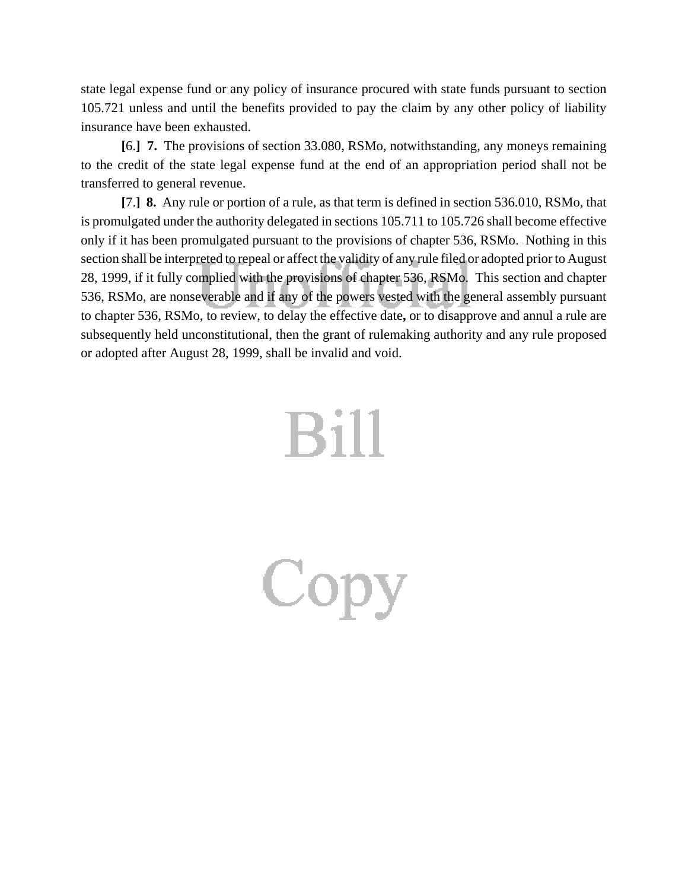state legal expense fund or any policy of insurance procured with state funds pursuant to section 105.721 unless and until the benefits provided to pay the claim by any other policy of liability insurance have been exhausted.

**[**6.**]** **7.** The provisions of section 33.080, RSMo, notwithstanding, any moneys remaining to the credit of the state legal expense fund at the end of an appropriation period shall not be transferred to general revenue.

**[**7.**]** **8.** Any rule or portion of a rule, as that term is defined in section 536.010, RSMo, that is promulgated under the authority delegated in sections 105.711 to 105.726 shall become effective only if it has been promulgated pursuant to the provisions of chapter 536, RSMo. Nothing in this section shall be interpreted to repeal or affect the validity of any rule filed or adopted prior to August 28, 1999, if it fully complied with the provisions of chapter 536, RSMo. This section and chapter 536, RSMo, are nonseverable and if any of the powers vested with the general assembly pursuant to chapter 536, RSMo, to review, to delay the effective date**,** or to disapprove and annul a rule are subsequently held unconstitutional, then the grant of rulemaking authority and any rule proposed or adopted after August 28, 1999, shall be invalid and void.